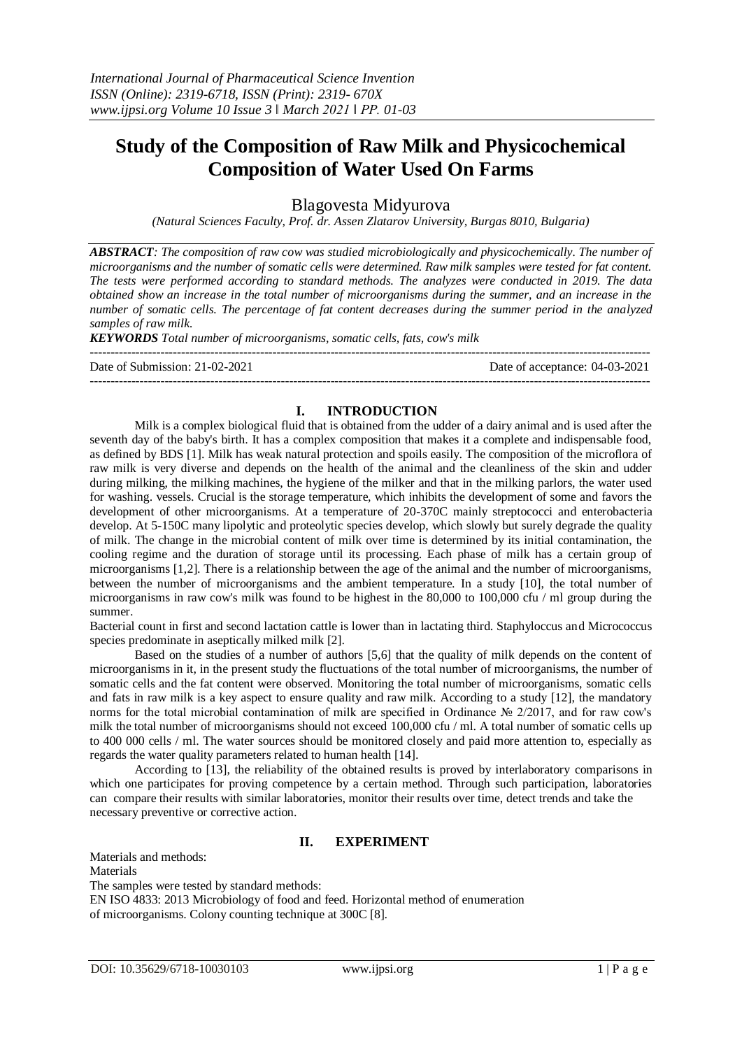# Study of the Composition of Raw Milk and Physicochemical Composition of Water Used On Farms

Blagovesta Midyurova

*(Natural Sciences Faculty, Prof. dr. Assen Zlatarov University, Burgas 8010, Bulgaria)*

***ABSTRACT****: The composition of raw cow was studied microbiologically and physicochemically. The number of microorganisms and the number of somatic cells were determined. Raw milk samples were tested for fat content. The tests were performed according to standard methods. The analyzes were conducted in 2019. The data obtained show an increase in the total number of microorganisms during the summer, and an increase in the number of somatic cells. The percentage of fat content decreases during the summer period in the analyzed samples of raw milk.*

***KEYWORDS*** *Total number of microorganisms, somatic cells, fats, cow's milk*

---

Date of Submission: 21-02-2021 Date of acceptance: 04-03-2021

---

## I. INTRODUCTION

Milk is a complex biological fluid that is obtained from the udder of a dairy animal and is used after the seventh day of the baby's birth. It has a complex composition that makes it a complete and indispensable food, as defined by BDS [1]. Milk has weak natural protection and spoils easily. The composition of the microflora of raw milk is very diverse and depends on the health of the animal and the cleanliness of the skin and udder during milking, the milking machines, the hygiene of the milker and that in the milking parlors, the water used for washing. vessels. Crucial is the storage temperature, which inhibits the development of some and favors the development of other microorganisms. At a temperature of 20-370C mainly streptococci and enterobacteria develop. At 5-150C many lipolytic and proteolytic species develop, which slowly but surely degrade the quality of milk. The change in the microbial content of milk over time is determined by its initial contamination, the cooling regime and the duration of storage until its processing. Each phase of milk has a certain group of microorganisms [1,2]. There is a relationship between the age of the animal and the number of microorganisms, between the number of microorganisms and the ambient temperature. In a study [10], the total number of microorganisms in raw cow's milk was found to be highest in the 80,000 to 100,000 cfu / ml group during the summer.

Bacterial count in first and second lactation cattle is lower than in lactating third. Staphyloccus and Micrococcus species predominate in aseptically milked milk [2].

Based on the studies of a number of authors [5,6] that the quality of milk depends on the content of microorganisms in it, in the present study the fluctuations of the total number of microorganisms, the number of somatic cells and the fat content were observed. Monitoring the total number of microorganisms, somatic cells and fats in raw milk is a key aspect to ensure quality and raw milk. According to a study [12], the mandatory norms for the total microbial contamination of milk are specified in Ordinance № 2/2017, and for raw cow's milk the total number of microorganisms should not exceed 100,000 cfu / ml. A total number of somatic cells up to 400 000 cells / ml. The water sources should be monitored closely and paid more attention to, especially as regards the water quality parameters related to human health [14].

According to [13], the reliability of the obtained results is proved by interlaboratory comparisons in which one participates for proving competence by a certain method. Through such participation, laboratories can compare their results with similar laboratories, monitor their results over time, detect trends and take the necessary preventive or corrective action.

## II. EXPERIMENT

Materials and methods:

Materials

The samples were tested by standard methods:

EN ISO 4833: 2013 Microbiology of food and feed. Horizontal method of enumeration of microorganisms. Colony counting technique at 300C [8].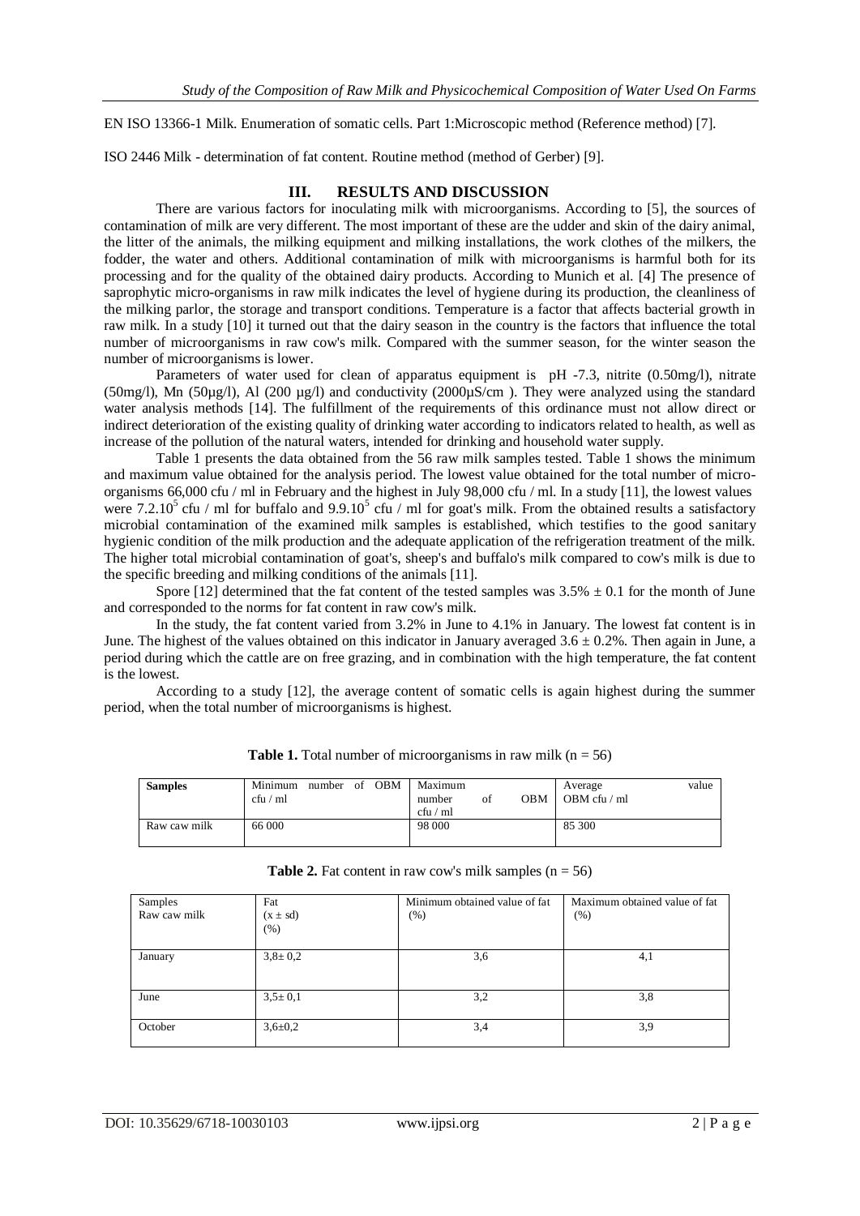EN ISO 13366-1 Milk. Enumeration of somatic cells. Part 1:Microscopic method (Reference method) [7].

ISO 2446 Milk - determination of fat content. Routine method (method of Gerber) [9].

## III. RESULTS AND DISCUSSION

There are various factors for inoculating milk with microorganisms. According to [5], the sources of contamination of milk are very different. The most important of these are the udder and skin of the dairy animal, the litter of the animals, the milking equipment and milking installations, the work clothes of the milkers, the fodder, the water and others. Additional contamination of milk with microorganisms is harmful both for its processing and for the quality of the obtained dairy products. According to Munich et al. [4] The presence of saprophytic micro-organisms in raw milk indicates the level of hygiene during its production, the cleanliness of the milking parlor, the storage and transport conditions. Temperature is a factor that affects bacterial growth in raw milk. In a study [10] it turned out that the dairy season in the country is the factors that influence the total number of microorganisms in raw cow's milk. Compared with the summer season, for the winter season the number of microorganisms is lower.

Parameters of water used for clean of apparatus equipment is pH -7.3, nitrite (0.50mg/l), nitrate (50mg/l), Mn (50μg/l), Al (200 μg/l) and conductivity (2000μS/cm ). They were analyzed using the standard water analysis methods [14]. The fulfillment of the requirements of this ordinance must not allow direct or indirect deterioration of the existing quality of drinking water according to indicators related to health, as well as increase of the pollution of the natural waters, intended for drinking and household water supply.

Table 1 presents the data obtained from the 56 raw milk samples tested. Table 1 shows the minimum and maximum value obtained for the analysis period. The lowest value obtained for the total number of micro-organisms 66,000 cfu / ml in February and the highest in July 98,000 cfu / ml. In a study [11], the lowest values were $7.2.10^5$ cfu / ml for buffalo and $9.9.10^5$ cfu / ml for goat's milk. From the obtained results a satisfactory microbial contamination of the examined milk samples is established, which testifies to the good sanitary hygienic condition of the milk production and the adequate application of the refrigeration treatment of the milk. The higher total microbial contamination of goat's, sheep's and buffalo's milk compared to cow's milk is due to the specific breeding and milking conditions of the animals [11].

Spore [12] determined that the fat content of the tested samples was 3.5% ± 0.1 for the month of June and corresponded to the norms for fat content in raw cow's milk.

In the study, the fat content varied from 3.2% in June to 4.1% in January. The lowest fat content is in June. The highest of the values obtained on this indicator in January averaged 3.6 ± 0.2%. Then again in June, a period during which the cattle are on free grazing, and in combination with the high temperature, the fat content is the lowest.

According to a study [12], the average content of somatic cells is again highest during the summer period, when the total number of microorganisms is highest.

**Table 1.** Total number of microorganisms in raw milk (n = 56)

| Samples | Minimum number of OBM cfu / ml | Maximum number of OBM cfu / ml | Average value OBM cfu / ml |
|---|---|---|---|
| Raw caw milk | 66 000 | 98 000 | 85 300 |

**Table 2.** Fat content in raw cow's milk samples (n = 56)

| Samples Raw caw milk | Fat (x ± sd) (%) | Minimum obtained value of fat (%) | Maximum obtained value of fat (%) |
|---|---|---|---|
| January | 3,8± 0,2 | 3,6 | 4,1 |
| June | 3,5± 0,1 | 3,2 | 3,8 |
| October | 3,6±0,2 | 3,4 | 3,9 |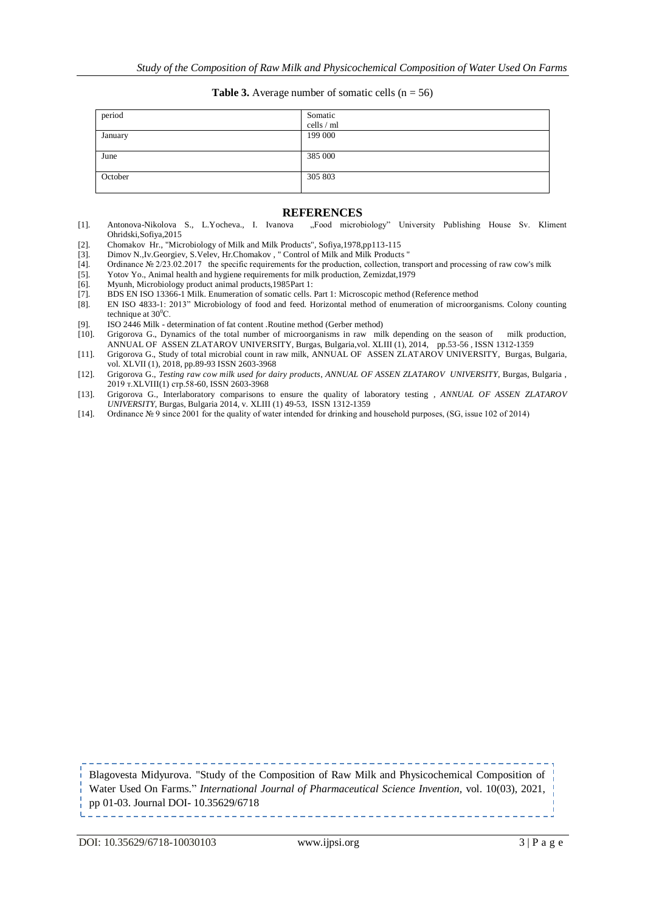**Table 3.** Average number of somatic cells (n = 56)

| period | Somatic cells / ml |
|---|---|
| January | 199 000 |
| June | 385 000 |
| October | 305 803 |

## REFERENCES

[1]. Antonova-Nikolova S., L.Yocheva., I. Ivanova „Food microbiology" University Publishing House Sv. Kliment Ohridski,Sofiya,2015

[2]. Chomakov Hr., "Microbiology of Milk and Milk Products", Sofiya,1978,pp113-115

[3]. Dimov N.,Iv.Georgiev, S.Velev, Hr.Chomakov , " Control of Milk and Milk Products "

[4]. Ordinance № 2/23.02.2017 the specific requirements for the production, collection, transport and processing of raw cow's milk

[5]. Yotov Yo., Animal health and hygiene requirements for milk production, Zemizdat,1979

[6]. Myunh, Microbiology product animal products,1985Part 1:

[7]. BDS EN ISO 13366-1 Milk. Enumeration of somatic cells. Part 1: Microscopic method (Reference method

[8]. EN ISO 4833-1: 2013" Microbiology of food and feed. Horizontal method of enumeration of microorganisms. Colony counting technique at $30^0$C.

[9]. ISO 2446 Milk - determination of fat content .Routine method (Gerber method)

[10]. Grigorova G., Dynamics of the total number of microorganisms in raw milk depending on the season of milk production, ANNUAL OF ASSEN ZLATAROV UNIVERSITY, Burgas, Bulgaria,vol. XLIII (1), 2014, pp.53-56 , ISSN 1312-1359

[11]. Grigorova G., Study of total microbial count in raw milk, ANNUAL OF ASSEN ZLATAROV UNIVERSITY, Burgas, Bulgaria, vol. XLVII (1), 2018, pp.89-93 ISSN 2603-3968

[12]. Grigorova G., *Testing raw cow milk used for dairy products*, *ANNUAL OF ASSEN ZLATAROV UNIVERSITY*, Burgas, Bulgaria , 2019 т.XLVIII(1) стр.58-60, ISSN 2603-3968

[13]. Grigorova G., Interlaboratory comparisons to ensure the quality of laboratory testing , *ANNUAL OF ASSEN ZLATAROV UNIVERSITY*, Burgas, Bulgaria 2014, v. XLIII (1) 49-53, ISSN 1312-1359

[14]. Ordinance № 9 since 2001 for the quality of water intended for drinking and household purposes, (SG, issue 102 of 2014)

Blagovesta Midyurova. "Study of the Composition of Raw Milk and Physicochemical Composition of Water Used On Farms." *International Journal of Pharmaceutical Science Invention*, vol. 10(03), 2021, pp 01-03. Journal DOI- 10.35629/6718